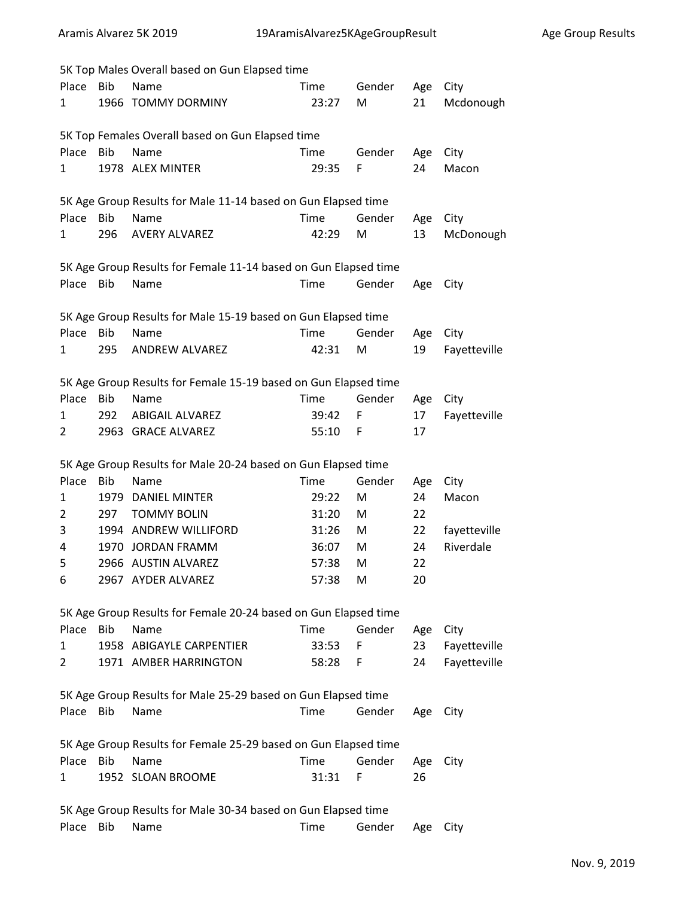### 5K Top Males Overall based on Gun Elapsed time

| Place | Bib | Name | Time | Gender | Age | City |
|---|---|---|---|---|---|---|
| 1 | 1966 | TOMMY DORMINY | 23:27 | M | 21 | Mcdonough |

### 5K Top Females Overall based on Gun Elapsed time

| Place | Bib | Name | Time | Gender | Age | City |
|---|---|---|---|---|---|---|
| 1 | 1978 | ALEX MINTER | 29:35 | F | 24 | Macon |

### 5K Age Group Results for Male 11-14 based on Gun Elapsed time

| Place | Bib | Name | Time | Gender | Age | City |
|---|---|---|---|---|---|---|
| 1 | 296 | AVERY ALVAREZ | 42:29 | M | 13 | McDonough |

### 5K Age Group Results for Female 11-14 based on Gun Elapsed time

| Place | Bib | Name | Time | Gender | Age | City |
|---|---|---|---|---|---|---|

### 5K Age Group Results for Male 15-19 based on Gun Elapsed time

| Place | Bib | Name | Time | Gender | Age | City |
|---|---|---|---|---|---|---|
| 1 | 295 | ANDREW ALVAREZ | 42:31 | M | 19 | Fayetteville |

### 5K Age Group Results for Female 15-19 based on Gun Elapsed time

| Place | Bib | Name | Time | Gender | Age | City |
|---|---|---|---|---|---|---|
| 1 | 292 | ABIGAIL ALVAREZ | 39:42 | F | 17 | Fayetteville |
| 2 | 2963 | GRACE ALVAREZ | 55:10 | F | 17 | |

### 5K Age Group Results for Male 20-24 based on Gun Elapsed time

| Place | Bib | Name | Time | Gender | Age | City |
|---|---|---|---|---|---|---|
| 1 | 1979 | DANIEL MINTER | 29:22 | M | 24 | Macon |
| 2 | 297 | TOMMY BOLIN | 31:20 | M | 22 | |
| 3 | 1994 | ANDREW WILLIFORD | 31:26 | M | 22 | fayetteville |
| 4 | 1970 | JORDAN FRAMM | 36:07 | M | 24 | Riverdale |
| 5 | 2966 | AUSTIN ALVAREZ | 57:38 | M | 22 | |
| 6 | 2967 | AYDER ALVAREZ | 57:38 | M | 20 | |

### 5K Age Group Results for Female 20-24 based on Gun Elapsed time

| Place | Bib | Name | Time | Gender | Age | City |
|---|---|---|---|---|---|---|
| 1 | 1958 | ABIGAYLE CARPENTIER | 33:53 | F | 23 | Fayetteville |
| 2 | 1971 | AMBER HARRINGTON | 58:28 | F | 24 | Fayetteville |

### 5K Age Group Results for Male 25-29 based on Gun Elapsed time

| Place | Bib | Name | Time | Gender | Age | City |
|---|---|---|---|---|---|---|

### 5K Age Group Results for Female 25-29 based on Gun Elapsed time

| Place | Bib | Name | Time | Gender | Age | City |
|---|---|---|---|---|---|---|
| 1 | 1952 | SLOAN BROOME | 31:31 | F | 26 | |

### 5K Age Group Results for Male 30-34 based on Gun Elapsed time

| Place | Bib | Name | Time | Gender | Age | City |
|---|---|---|---|---|---|---|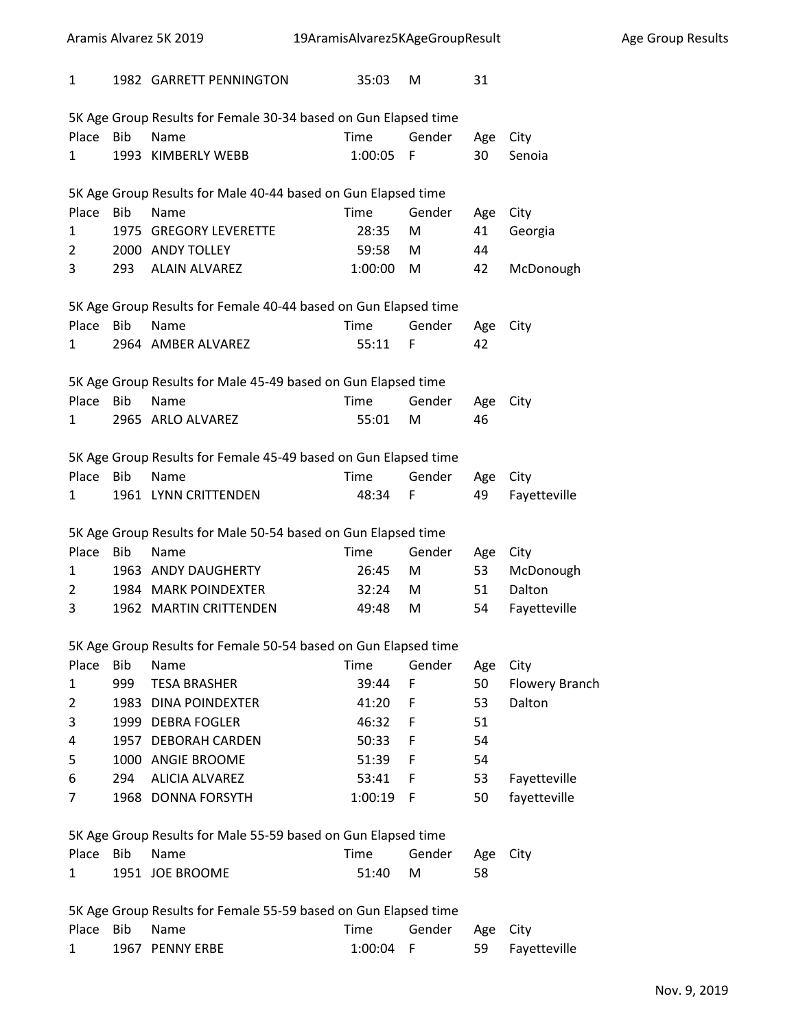| 1 | 1982 | GARRETT PENNINGTON | 35:03 | M | 31 | |
|---|---|---|---|---|---|---|

5K Age Group Results for Female 30-34 based on Gun Elapsed time

| Place | Bib | Name | Time | Gender | Age | City |
|---|---|---|---|---|---|---|
| 1 | 1993 | KIMBERLY WEBB | 1:00:05 | F | 30 | Senoia |

5K Age Group Results for Male 40-44 based on Gun Elapsed time

| Place | Bib | Name | Time | Gender | Age | City |
|---|---|---|---|---|---|---|
| 1 | 1975 | GREGORY LEVERETTE | 28:35 | M | 41 | Georgia |
| 2 | 2000 | ANDY TOLLEY | 59:58 | M | 44 | |
| 3 | 293 | ALAIN ALVAREZ | 1:00:00 | M | 42 | McDonough |

5K Age Group Results for Female 40-44 based on Gun Elapsed time

| Place | Bib | Name | Time | Gender | Age | City |
|---|---|---|---|---|---|---|
| 1 | 2964 | AMBER ALVAREZ | 55:11 | F | 42 | |

5K Age Group Results for Male 45-49 based on Gun Elapsed time

| Place | Bib | Name | Time | Gender | Age | City |
|---|---|---|---|---|---|---|
| 1 | 2965 | ARLO ALVAREZ | 55:01 | M | 46 | |

5K Age Group Results for Female 45-49 based on Gun Elapsed time

| Place | Bib | Name | Time | Gender | Age | City |
|---|---|---|---|---|---|---|
| 1 | 1961 | LYNN CRITTENDEN | 48:34 | F | 49 | Fayetteville |

5K Age Group Results for Male 50-54 based on Gun Elapsed time

| Place | Bib | Name | Time | Gender | Age | City |
|---|---|---|---|---|---|---|
| 1 | 1963 | ANDY DAUGHERTY | 26:45 | M | 53 | McDonough |
| 2 | 1984 | MARK POINDEXTER | 32:24 | M | 51 | Dalton |
| 3 | 1962 | MARTIN CRITTENDEN | 49:48 | M | 54 | Fayetteville |

5K Age Group Results for Female 50-54 based on Gun Elapsed time

| Place | Bib | Name | Time | Gender | Age | City |
|---|---|---|---|---|---|---|
| 1 | 999 | TESA BRASHER | 39:44 | F | 50 | Flowery Branch |
| 2 | 1983 | DINA POINDEXTER | 41:20 | F | 53 | Dalton |
| 3 | 1999 | DEBRA FOGLER | 46:32 | F | 51 | |
| 4 | 1957 | DEBORAH CARDEN | 50:33 | F | 54 | |
| 5 | 1000 | ANGIE BROOME | 51:39 | F | 54 | |
| 6 | 294 | ALICIA ALVAREZ | 53:41 | F | 53 | Fayetteville |
| 7 | 1968 | DONNA FORSYTH | 1:00:19 | F | 50 | fayetteville |

5K Age Group Results for Male 55-59 based on Gun Elapsed time

| Place | Bib | Name | Time | Gender | Age | City |
|---|---|---|---|---|---|---|
| 1 | 1951 | JOE BROOME | 51:40 | M | 58 | |

5K Age Group Results for Female 55-59 based on Gun Elapsed time

| Place | Bib | Name | Time | Gender | Age | City |
|---|---|---|---|---|---|---|
| 1 | 1967 | PENNY ERBE | 1:00:04 | F | 59 | Fayetteville |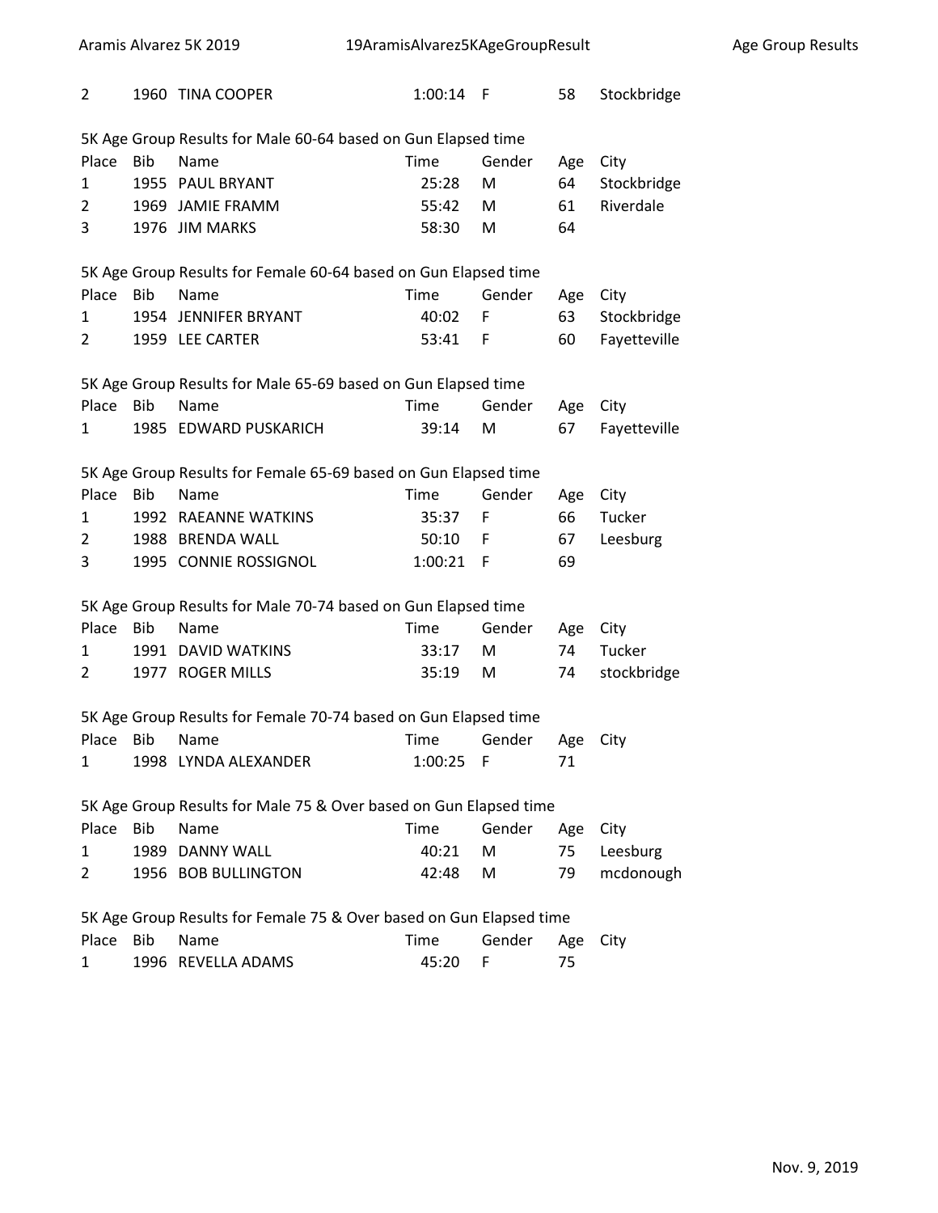| Place | Bib | Name | Time | Gender | Age | City |
|---|---|---|---|---|---|---|
| 2 | 1960 | TINA COOPER | 1:00:14 | F | 58 | Stockbridge |

5K Age Group Results for Male 60-64 based on Gun Elapsed time

| Place | Bib | Name | Time | Gender | Age | City |
|---|---|---|---|---|---|---|
| 1 | 1955 | PAUL BRYANT | 25:28 | M | 64 | Stockbridge |
| 2 | 1969 | JAMIE FRAMM | 55:42 | M | 61 | Riverdale |
| 3 | 1976 | JIM MARKS | 58:30 | M | 64 | |

5K Age Group Results for Female 60-64 based on Gun Elapsed time

| Place | Bib | Name | Time | Gender | Age | City |
|---|---|---|---|---|---|---|
| 1 | 1954 | JENNIFER BRYANT | 40:02 | F | 63 | Stockbridge |
| 2 | 1959 | LEE CARTER | 53:41 | F | 60 | Fayetteville |

5K Age Group Results for Male 65-69 based on Gun Elapsed time

| Place | Bib | Name | Time | Gender | Age | City |
|---|---|---|---|---|---|---|
| 1 | 1985 | EDWARD PUSKARICH | 39:14 | M | 67 | Fayetteville |

5K Age Group Results for Female 65-69 based on Gun Elapsed time

| Place | Bib | Name | Time | Gender | Age | City |
|---|---|---|---|---|---|---|
| 1 | 1992 | RAEANNE WATKINS | 35:37 | F | 66 | Tucker |
| 2 | 1988 | BRENDA WALL | 50:10 | F | 67 | Leesburg |
| 3 | 1995 | CONNIE ROSSIGNOL | 1:00:21 | F | 69 | |

5K Age Group Results for Male 70-74 based on Gun Elapsed time

| Place | Bib | Name | Time | Gender | Age | City |
|---|---|---|---|---|---|---|
| 1 | 1991 | DAVID WATKINS | 33:17 | M | 74 | Tucker |
| 2 | 1977 | ROGER MILLS | 35:19 | M | 74 | stockbridge |

5K Age Group Results for Female 70-74 based on Gun Elapsed time

| Place | Bib | Name | Time | Gender | Age | City |
|---|---|---|---|---|---|---|
| 1 | 1998 | LYNDA ALEXANDER | 1:00:25 | F | 71 | |

5K Age Group Results for Male 75 & Over based on Gun Elapsed time

| Place | Bib | Name | Time | Gender | Age | City |
|---|---|---|---|---|---|---|
| 1 | 1989 | DANNY WALL | 40:21 | M | 75 | Leesburg |
| 2 | 1956 | BOB BULLINGTON | 42:48 | M | 79 | mcdonough |

5K Age Group Results for Female 75 & Over based on Gun Elapsed time

| Place | Bib | Name | Time | Gender | Age | City |
|---|---|---|---|---|---|---|
| 1 | 1996 | REVELLA ADAMS | 45:20 | F | 75 | |